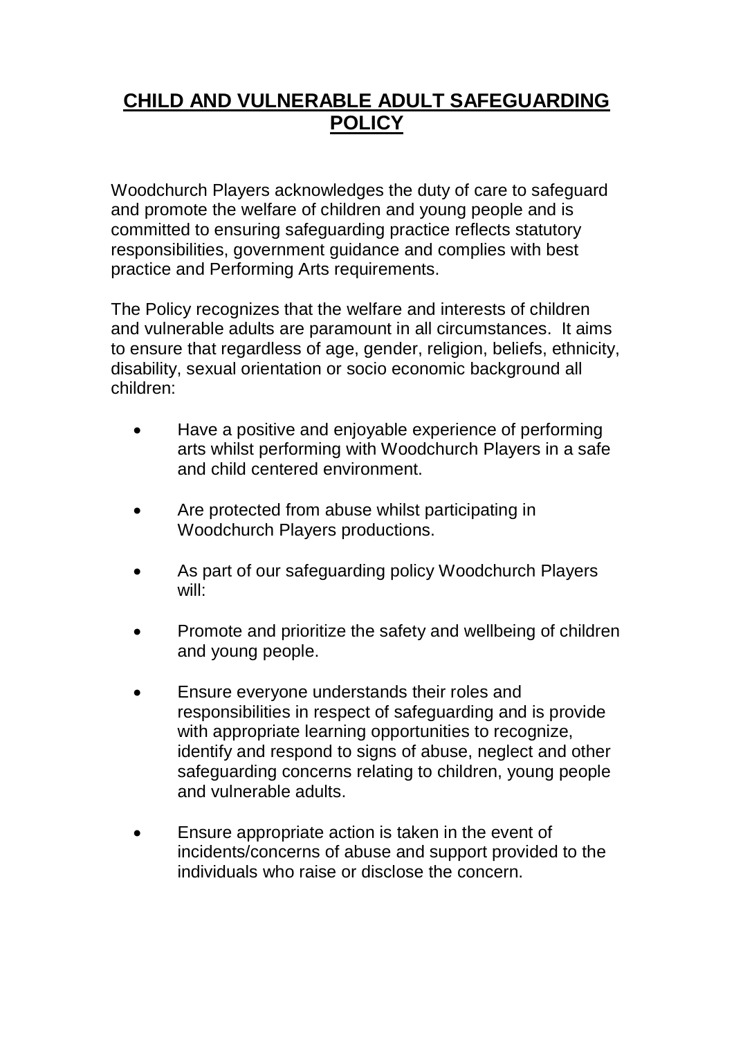# CHILD AND VULNERABLE ADULT SAFEGUARDING POLICY

Woodchurch Players acknowledges the duty of care to safeguard and promote the welfare of children and young people and is committed to ensuring safeguarding practice reflects statutory responsibilities, government guidance and complies with best practice and Performing Arts requirements.

The Policy recognizes that the welfare and interests of children and vulnerable adults are paramount in all circumstances. It aims to ensure that regardless of age, gender, religion, beliefs, ethnicity, disability, sexual orientation or socio economic background all children:

- Have a positive and enjoyable experience of performing arts whilst performing with Woodchurch Players in a safe and child centered environment.
- Are protected from abuse whilst participating in Woodchurch Players productions.
- As part of our safeguarding policy Woodchurch Players will:
- Promote and prioritize the safety and wellbeing of children and young people.
- Ensure everyone understands their roles and responsibilities in respect of safeguarding and is provide with appropriate learning opportunities to recognize, identify and respond to signs of abuse, neglect and other safeguarding concerns relating to children, young people and vulnerable adults.
- Ensure appropriate action is taken in the event of incidents/concerns of abuse and support provided to the individuals who raise or disclose the concern.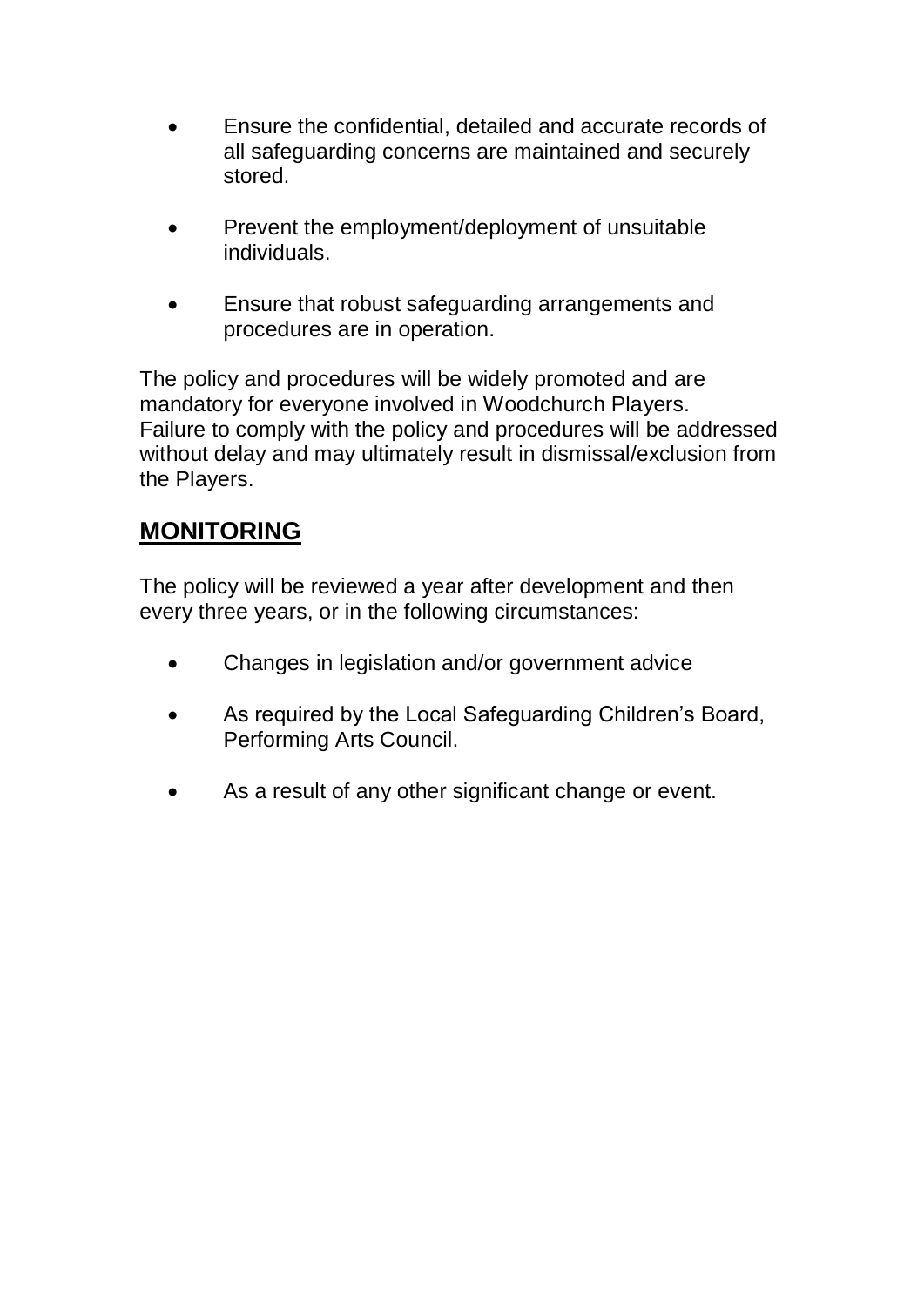- Ensure the confidential, detailed and accurate records of all safeguarding concerns are maintained and securely stored.
- Prevent the employment/deployment of unsuitable individuals.
- Ensure that robust safeguarding arrangements and procedures are in operation.

The policy and procedures will be widely promoted and are mandatory for everyone involved in Woodchurch Players. Failure to comply with the policy and procedures will be addressed without delay and may ultimately result in dismissal/exclusion from the Players.

## MONITORING

The policy will be reviewed a year after development and then every three years, or in the following circumstances:

- Changes in legislation and/or government advice
- As required by the Local Safeguarding Children's Board, Performing Arts Council.
- As a result of any other significant change or event.